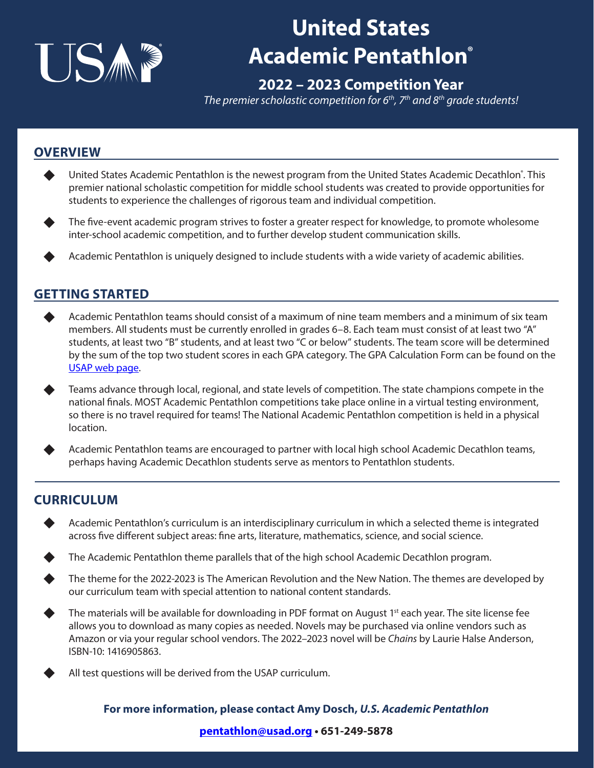USAP®

# United States Academic Pentathlon®

## 2022 – 2023 Competition Year

*The premier scholastic competition for 6th, 7th and 8th grade students!*

## OVERVIEW

- United States Academic Pentathlon is the newest program from the United States Academic Decathlon®. This premier national scholastic competition for middle school students was created to provide opportunities for students to experience the challenges of rigorous team and individual competition.
- The five-event academic program strives to foster a greater respect for knowledge, to promote wholesome inter-school academic competition, and to further develop student communication skills.
- Academic Pentathlon is uniquely designed to include students with a wide variety of academic abilities.

## GETTING STARTED

- Academic Pentathlon teams should consist of a maximum of nine team members and a minimum of six team members. All students must be currently enrolled in grades 6–8. Each team must consist of at least two "A" students, at least two "B" students, and at least two "C or below" students. The team score will be determined by the sum of the top two student scores in each GPA category. The GPA Calculation Form can be found on the USAP web page.
- Teams advance through local, regional, and state levels of competition. The state champions compete in the national finals. MOST Academic Pentathlon competitions take place online in a virtual testing environment, so there is no travel required for teams! The National Academic Pentathlon competition is held in a physical location.
- Academic Pentathlon teams are encouraged to partner with local high school Academic Decathlon teams, perhaps having Academic Decathlon students serve as mentors to Pentathlon students.

## CURRICULUM

- Academic Pentathlon's curriculum is an interdisciplinary curriculum in which a selected theme is integrated across five different subject areas: fine arts, literature, mathematics, science, and social science.
- The Academic Pentathlon theme parallels that of the high school Academic Decathlon program.
- The theme for the 2022-2023 is The American Revolution and the New Nation. The themes are developed by our curriculum team with special attention to national content standards.
- The materials will be available for downloading in PDF format on August 1st each year. The site license fee allows you to download as many copies as needed. Novels may be purchased via online vendors such as Amazon or via your regular school vendors. The 2022–2023 novel will be *Chains* by Laurie Halse Anderson, ISBN-10: 1416905863.
- All test questions will be derived from the USAP curriculum.

**For more information, please contact Amy Dosch, *U.S. Academic Pentathlon***

**pentathlon@usad.org • 651-249-5878**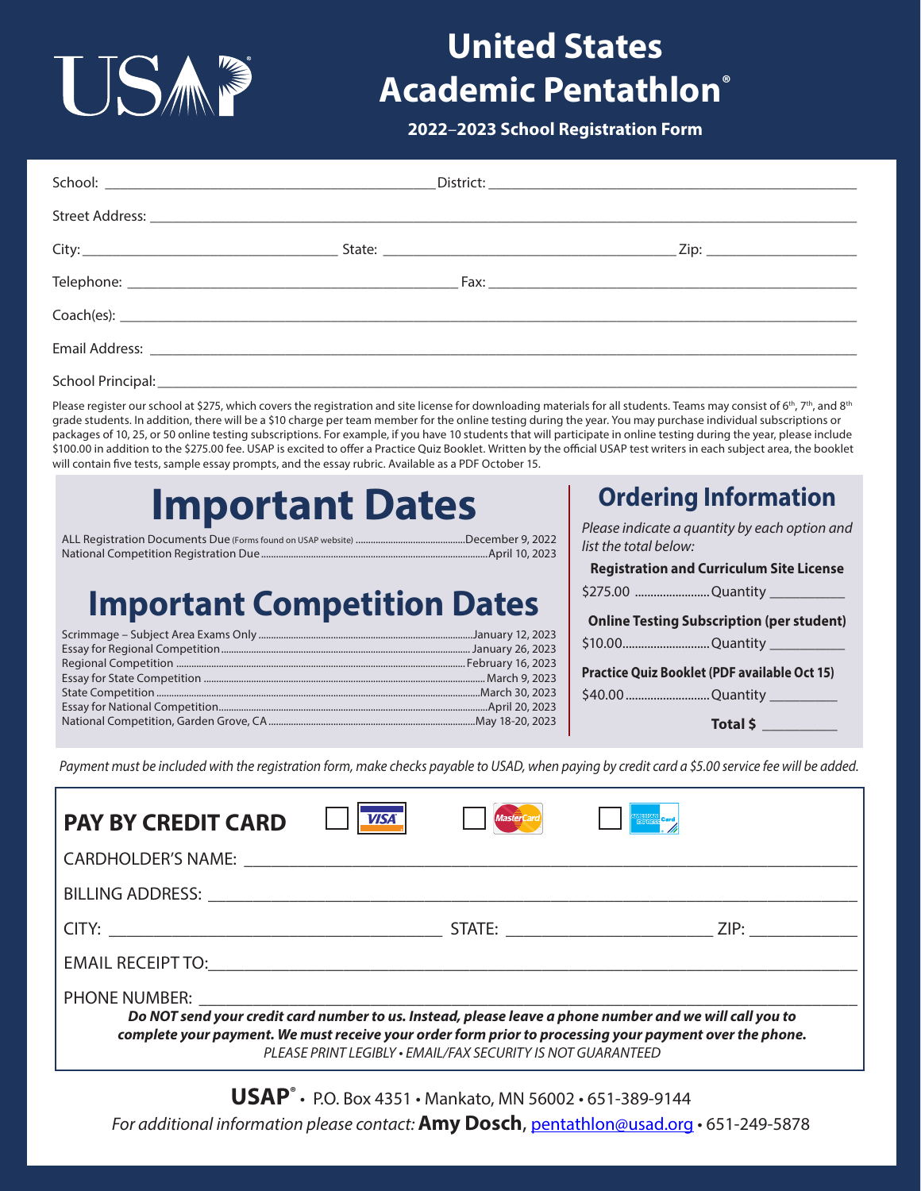# United States Academic Pentathlon®

**2022–2023 School Registration Form**

School: ______________________ District: ______________________

Street Address: ______________________

City: ______________ State: ______________ Zip: ______________

Telephone: ______________________ Fax: ______________________

Coach(es): ______________________

Email Address: ______________________

School Principal: ______________________

Please register our school at $275, which covers the registration and site license for downloading materials for all students. Teams may consist of 6th, 7th, and 8th grade students. In addition, there will be a $10 charge per team member for the online testing during the year. You may purchase individual subscriptions or packages of 10, 25, or 50 online testing subscriptions. For example, if you have 10 students that will participate in online testing during the year, please include $100.00 in addition to the $275.00 fee. USAP is excited to offer a Practice Quiz Booklet. Written by the official USAP test writers in each subject area, the booklet will contain five tests, sample essay prompts, and the essay rubric. Available as a PDF October 15.

## Important Dates

| | |
|---|---|
| ALL Registration Documents Due (Forms found on USAP website) | December 9, 2022 |
| National Competition Registration Due | April 10, 2023 |

## Important Competition Dates

| | |
|---|---|
| Scrimmage – Subject Area Exams Only | January 12, 2023 |
| Essay for Regional Competition | January 26, 2023 |
| Regional Competition | February 16, 2023 |
| Essay for State Competition | March 9, 2023 |
| State Competition | March 30, 2023 |
| Essay for National Competition | April 20, 2023 |
| National Competition, Garden Grove, CA | May 18-20, 2023 |

## Ordering Information

*Please indicate a quantity by each option and list the total below:*

**Registration and Curriculum Site License**

$275.00 ........................Quantity ________

**Online Testing Subscription (per student)**

$10.00............................Quantity ________

**Practice Quiz Booklet (PDF available Oct 15)**

$40.00...........................Quantity ________

**Total $** ________

*Payment must be included with the registration form, make checks payable to USAD, when paying by credit card a $5.00 service fee will be added.*

## PAY BY CREDIT CARD

☐ VISA ☐ MasterCard ☐ American Express

CARDHOLDER'S NAME: ______________________

BILLING ADDRESS: ______________________

CITY: ______________ STATE: ______________ ZIP: ______________

EMAIL RECEIPT TO: ______________________

PHONE NUMBER: ______________________

***Do NOT send your credit card number to us. Instead, please leave a phone number and we will call you to complete your payment. We must receive your order form prior to processing your payment over the phone.***

*PLEASE PRINT LEGIBLY • EMAIL/FAX SECURITY IS NOT GUARANTEED*

**USAP®** • P.O. Box 4351 • Mankato, MN 56002 • 651-389-9144

*For additional information please contact:* **Amy Dosch**, pentathlon@usad.org • 651-249-5878